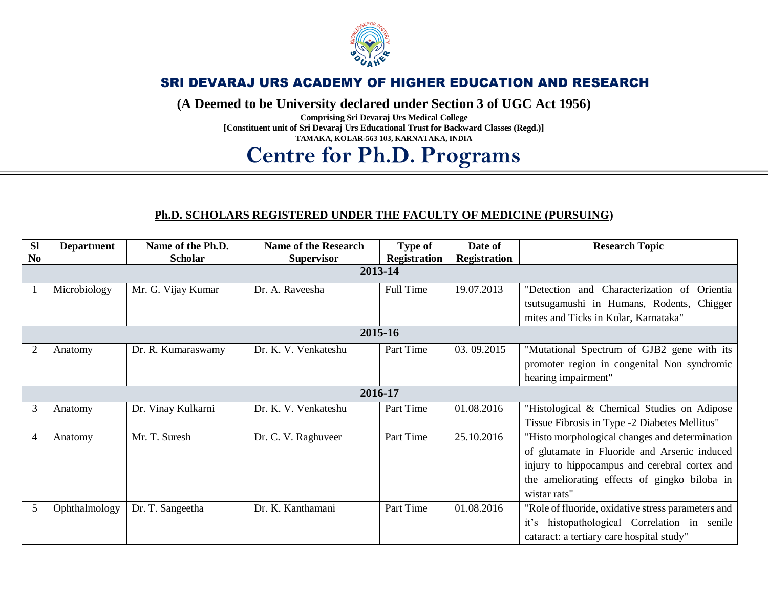## SRI DEVARAJ URS ACADEMY OF HIGHER EDUCATION AND RESEARCH

**(A Deemed to be University declared under Section 3 of UGC Act 1956)**

**Comprising Sri Devaraj Urs Medical College**
**[Constituent unit of Sri Devaraj Urs Educational Trust for Backward Classes (Regd.)]**
**TAMAKA, KOLAR-563 103, KARNATAKA, INDIA**

# Centre for Ph.D. Programs

### Ph.D. SCHOLARS REGISTERED UNDER THE FACULTY OF MEDICINE (PURSUING)

| Sl No | Department | Name of the Ph.D. Scholar | Name of the Research Supervisor | Type of Registration | Date of Registration | Research Topic |
|---|---|---|---|---|---|---|
| **2013-14** | | | | | | |
| 1 | Microbiology | Mr. G. Vijay Kumar | Dr. A. Raveesha | Full Time | 19.07.2013 | "Detection and Characterization of Orientia tsutsugamushi in Humans, Rodents, Chigger mites and Ticks in Kolar, Karnataka" |
| **2015-16** | | | | | | |
| 2 | Anatomy | Dr. R. Kumaraswamy | Dr. K. V. Venkateshu | Part Time | 03. 09.2015 | "Mutational Spectrum of GJB2 gene with its promoter region in congenital Non syndromic hearing impairment" |
| **2016-17** | | | | | | |
| 3 | Anatomy | Dr. Vinay Kulkarni | Dr. K. V. Venkateshu | Part Time | 01.08.2016 | "Histological & Chemical Studies on Adipose Tissue Fibrosis in Type -2 Diabetes Mellitus" |
| 4 | Anatomy | Mr. T. Suresh | Dr. C. V. Raghuveer | Part Time | 25.10.2016 | "Histo morphological changes and determination of glutamate in Fluoride and Arsenic induced injury to hippocampus and cerebral cortex and the ameliorating effects of gingko biloba in wistar rats" |
| 5 | Ophthalmology | Dr. T. Sangeetha | Dr. K. Kanthamani | Part Time | 01.08.2016 | "Role of fluoride, oxidative stress parameters and it's histopathological Correlation in senile cataract: a tertiary care hospital study" |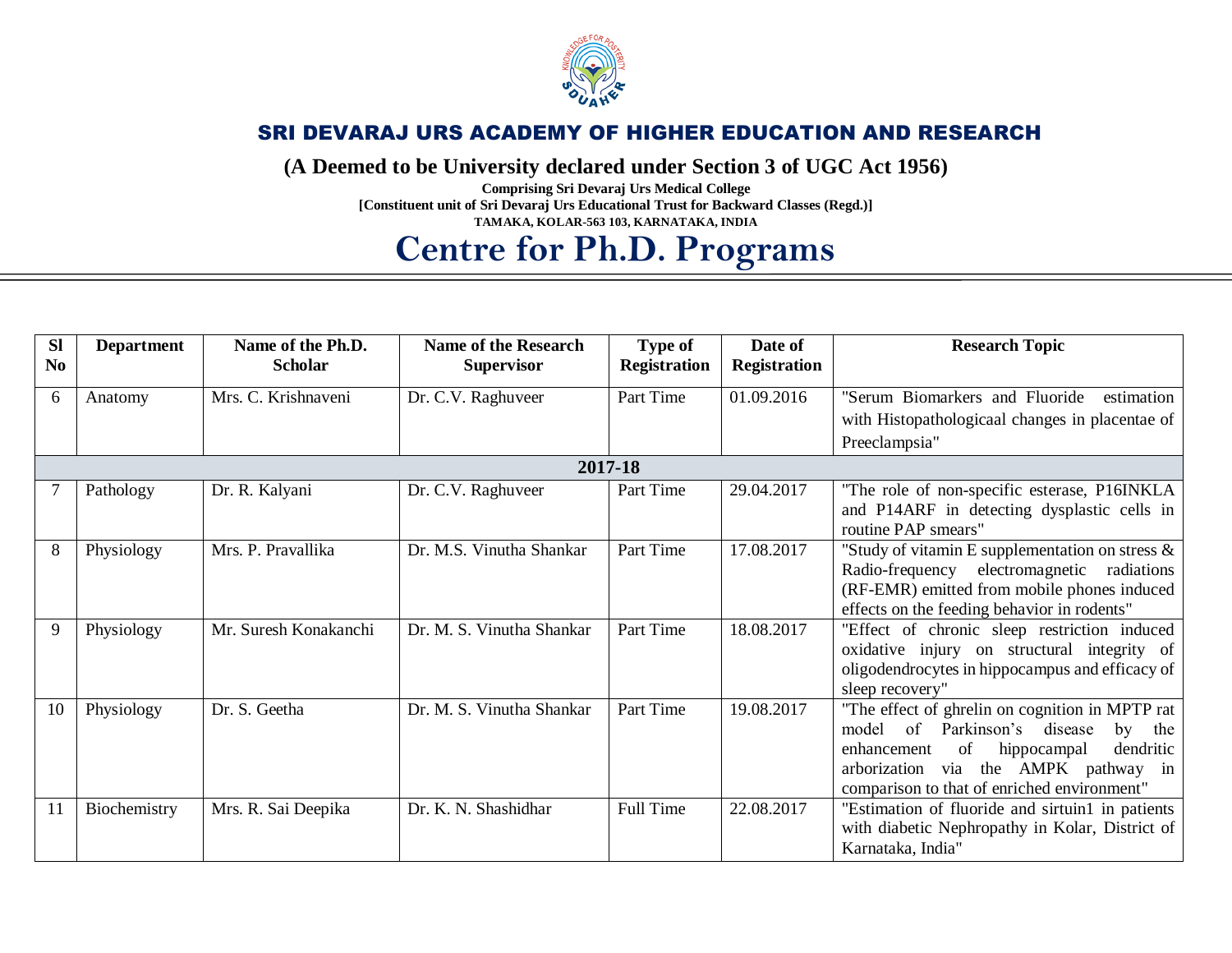## SRI DEVARAJ URS ACADEMY OF HIGHER EDUCATION AND RESEARCH

**(A Deemed to be University declared under Section 3 of UGC Act 1956)**

**Comprising Sri Devaraj Urs Medical College**
**[Constituent unit of Sri Devaraj Urs Educational Trust for Backward Classes (Regd.)]**
**TAMAKA, KOLAR-563 103, KARNATAKA, INDIA**

# Centre for Ph.D. Programs

| Sl No | Department | Name of the Ph.D. Scholar | Name of the Research Supervisor | Type of Registration | Date of Registration | Research Topic |
|---|---|---|---|---|---|---|
| 6 | Anatomy | Mrs. C. Krishnaveni | Dr. C.V. Raghuveer | Part Time | 01.09.2016 | "Serum Biomarkers and Fluoride estimation with Histopathologicaal changes in placentae of Preeclampsia" |
| **2017-18** | | | | | | |
| 7 | Pathology | Dr. R. Kalyani | Dr. C.V. Raghuveer | Part Time | 29.04.2017 | "The role of non-specific esterase, P16INKLA and P14ARF in detecting dysplastic cells in routine PAP smears" |
| 8 | Physiology | Mrs. P. Pravallika | Dr. M.S. Vinutha Shankar | Part Time | 17.08.2017 | "Study of vitamin E supplementation on stress & Radio-frequency electromagnetic radiations (RF-EMR) emitted from mobile phones induced effects on the feeding behavior in rodents" |
| 9 | Physiology | Mr. Suresh Konakanchi | Dr. M. S. Vinutha Shankar | Part Time | 18.08.2017 | "Effect of chronic sleep restriction induced oxidative injury on structural integrity of oligodendrocytes in hippocampus and efficacy of sleep recovery" |
| 10 | Physiology | Dr. S. Geetha | Dr. M. S. Vinutha Shankar | Part Time | 19.08.2017 | "The effect of ghrelin on cognition in MPTP rat model of Parkinson's disease by the enhancement of hippocampal dendritic arborization via the AMPK pathway in comparison to that of enriched environment" |
| 11 | Biochemistry | Mrs. R. Sai Deepika | Dr. K. N. Shashidhar | Full Time | 22.08.2017 | "Estimation of fluoride and sirtuin1 in patients with diabetic Nephropathy in Kolar, District of Karnataka, India" |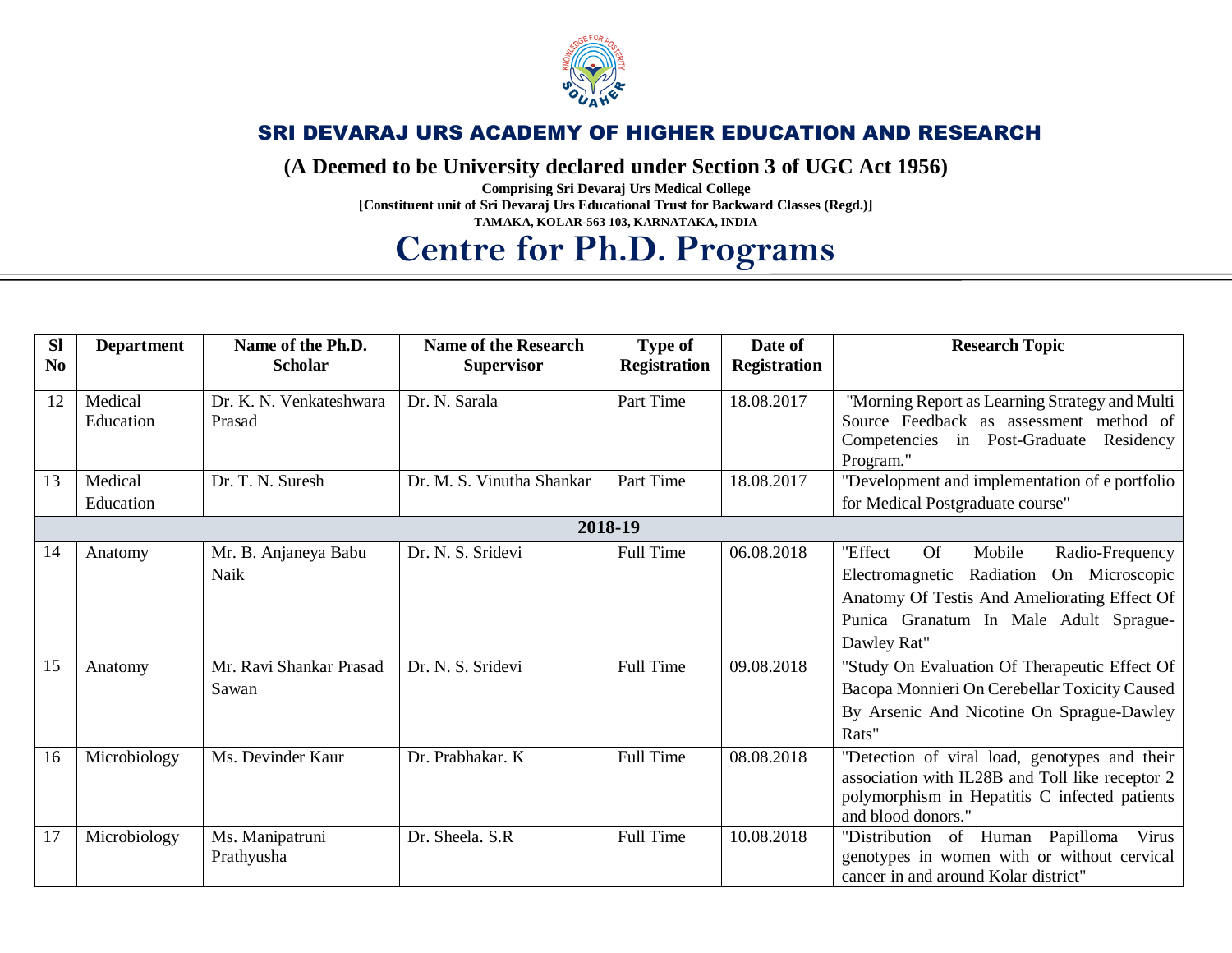# SRI DEVARAJ URS ACADEMY OF HIGHER EDUCATION AND RESEARCH

**(A Deemed to be University declared under Section 3 of UGC Act 1956)**

**Comprising Sri Devaraj Urs Medical College**

**[Constituent unit of Sri Devaraj Urs Educational Trust for Backward Classes (Regd.)]**

**TAMAKA, KOLAR-563 103, KARNATAKA, INDIA**

# Centre for Ph.D. Programs

| Sl No | Department | Name of the Ph.D. Scholar | Name of the Research Supervisor | Type of Registration | Date of Registration | Research Topic |
|---|---|---|---|---|---|---|
| 12 | Medical Education | Dr. K. N. Venkateshwara Prasad | Dr. N. Sarala | Part Time | 18.08.2017 | "Morning Report as Learning Strategy and Multi Source Feedback as assessment method of Competencies in Post-Graduate Residency Program." |
| 13 | Medical Education | Dr. T. N. Suresh | Dr. M. S. Vinutha Shankar | Part Time | 18.08.2017 | "Development and implementation of e portfolio for Medical Postgraduate course" |
| **2018-19** | | | | | | |
| 14 | Anatomy | Mr. B. Anjaneya Babu Naik | Dr. N. S. Sridevi | Full Time | 06.08.2018 | "Effect Of Mobile Radio-Frequency Electromagnetic Radiation On Microscopic Anatomy Of Testis And Ameliorating Effect Of Punica Granatum In Male Adult Sprague-Dawley Rat" |
| 15 | Anatomy | Mr. Ravi Shankar Prasad Sawan | Dr. N. S. Sridevi | Full Time | 09.08.2018 | "Study On Evaluation Of Therapeutic Effect Of Bacopa Monnieri On Cerebellar Toxicity Caused By Arsenic And Nicotine On Sprague-Dawley Rats" |
| 16 | Microbiology | Ms. Devinder Kaur | Dr. Prabhakar. K | Full Time | 08.08.2018 | "Detection of viral load, genotypes and their association with IL28B and Toll like receptor 2 polymorphism in Hepatitis C infected patients and blood donors." |
| 17 | Microbiology | Ms. Manipatruni Prathyusha | Dr. Sheela. S.R | Full Time | 10.08.2018 | "Distribution of Human Papilloma Virus genotypes in women with or without cervical cancer in and around Kolar district" |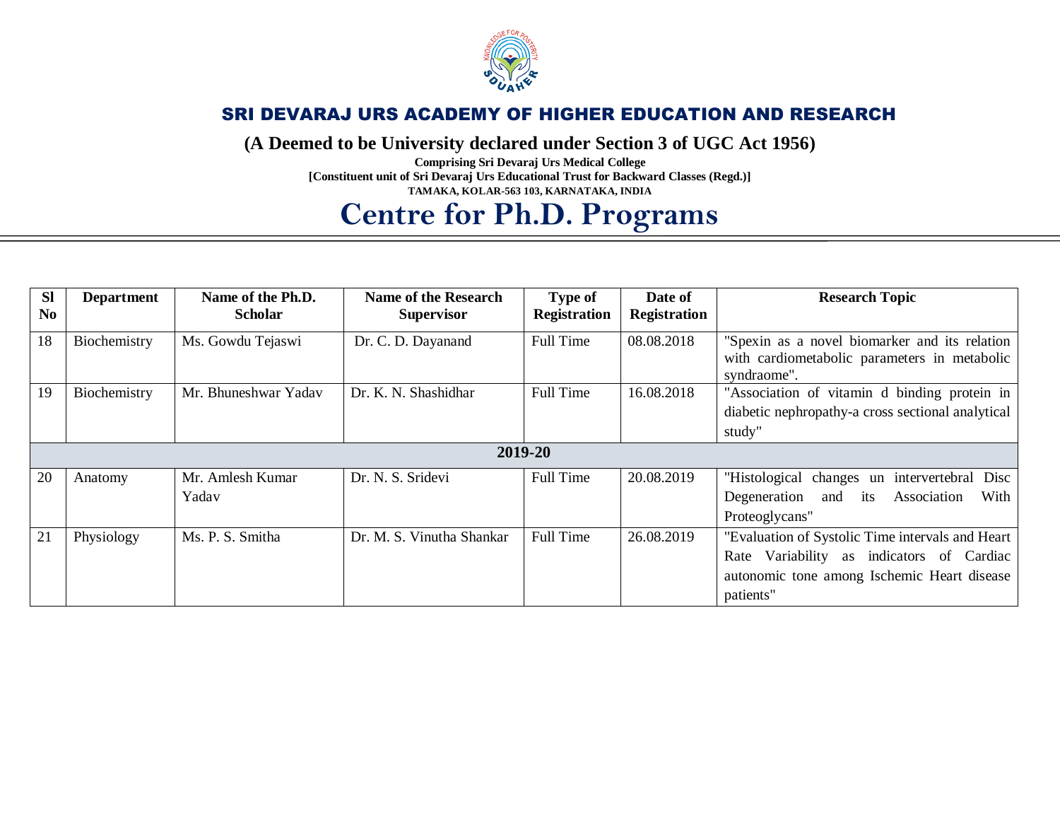## SRI DEVARAJ URS ACADEMY OF HIGHER EDUCATION AND RESEARCH

**(A Deemed to be University declared under Section 3 of UGC Act 1956)**

**Comprising Sri Devaraj Urs Medical College**
**[Constituent unit of Sri Devaraj Urs Educational Trust for Backward Classes (Regd.)]**
**TAMAKA, KOLAR-563 103, KARNATAKA, INDIA**

# Centre for Ph.D. Programs

| Sl No | Department | Name of the Ph.D. Scholar | Name of the Research Supervisor | Type of Registration | Date of Registration | Research Topic |
|---|---|---|---|---|---|---|
| 18 | Biochemistry | Ms. Gowdu Tejaswi | Dr. C. D. Dayanand | Full Time | 08.08.2018 | "Spexin as a novel biomarker and its relation with cardiometabolic parameters in metabolic syndraome". |
| 19 | Biochemistry | Mr. Bhuneshwar Yadav | Dr. K. N. Shashidhar | Full Time | 16.08.2018 | "Association of vitamin d binding protein in diabetic nephropathy-a cross sectional analytical study" |
| **2019-20** | | | | | | |
| 20 | Anatomy | Mr. Amlesh Kumar Yadav | Dr. N. S. Sridevi | Full Time | 20.08.2019 | "Histological changes un intervertebral Disc Degeneration and its Association With Proteoglycans" |
| 21 | Physiology | Ms. P. S. Smitha | Dr. M. S. Vinutha Shankar | Full Time | 26.08.2019 | "Evaluation of Systolic Time intervals and Heart Rate Variability as indicators of Cardiac autonomic tone among Ischemic Heart disease patients" |